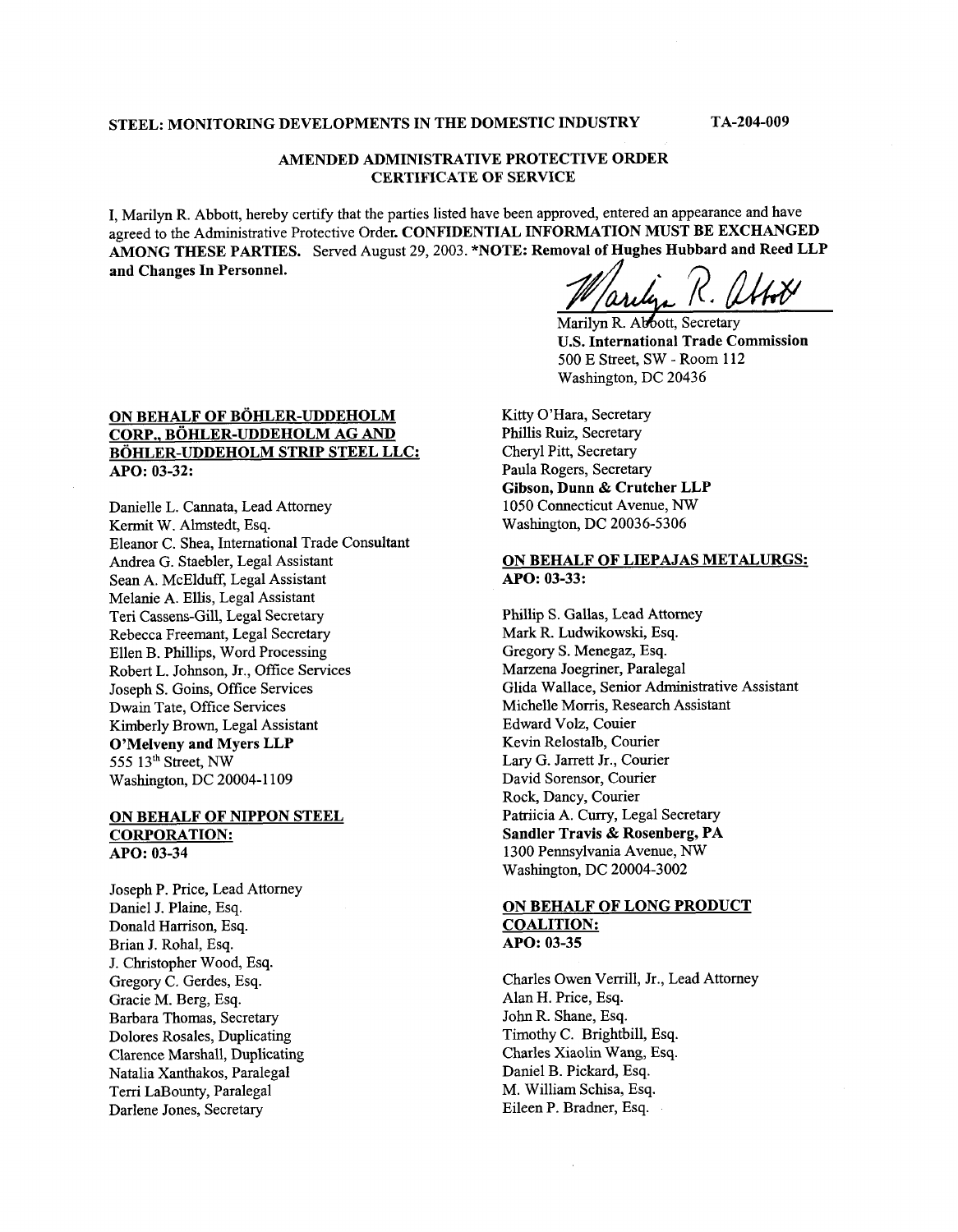STEEL: MONITORING DEVELOPMENTS IN THE DOMESTIC INDUSTRY TA-204-009

## AMENDED ADMINISTRATIVE PROTECTIVE ORDER CERTIFICATE OF SERVICE

I, Marilyn R. Abbott, hereby certify that the parties listed have been approved, entered an appearance and have agreed to the Administrative Protective Order. **CONFIDENTIAL INFORMATION MUST BE EXCHANGED AMONG THESE PARTIES.** Served August 29, 2003. ***NOTE: Removal of Hughes Hubbard and Reed LLP and Changes In Personnel.**

Marilyn R. Abbott, Secretary
**U.S. International Trade Commission**
500 E Street, SW - Room 112
Washington, DC 20436

**ON BEHALF OF BÖHLER-UDDEHOLM CORP., BÖHLER-UDDEHOLM AG AND BÖHLER-UDDEHOLM STRIP STEEL LLC:**
**APO: 03-32:**

Danielle L. Cannata, Lead Attorney
Kermit W. Almstedt, Esq.
Eleanor C. Shea, International Trade Consultant
Andrea G. Staebler, Legal Assistant
Sean A. McElduff, Legal Assistant
Melanie A. Ellis, Legal Assistant
Teri Cassens-Gill, Legal Secretary
Rebecca Freemant, Legal Secretary
Ellen B. Phillips, Word Processing
Robert L. Johnson, Jr., Office Services
Joseph S. Goins, Office Services
Dwain Tate, Office Services
Kimberly Brown, Legal Assistant
**O'Melveny and Myers LLP**
555 13th Street, NW
Washington, DC 20004-1109

**ON BEHALF OF NIPPON STEEL CORPORATION:**
**APO: 03-34**

Joseph P. Price, Lead Attorney
Daniel J. Plaine, Esq.
Donald Harrison, Esq.
Brian J. Rohal, Esq.
J. Christopher Wood, Esq.
Gregory C. Gerdes, Esq.
Gracie M. Berg, Esq.
Barbara Thomas, Secretary
Dolores Rosales, Duplicating
Clarence Marshall, Duplicating
Natalia Xanthakos, Paralegal
Terri LaBounty, Paralegal
Darlene Jones, Secretary
Kitty O'Hara, Secretary
Phillis Ruiz, Secretary
Cheryl Pitt, Secretary
Paula Rogers, Secretary
**Gibson, Dunn & Crutcher LLP**
1050 Connecticut Avenue, NW
Washington, DC 20036-5306

**ON BEHALF OF LIEPAJAS METALURGS:**
**APO: 03-33:**

Phillip S. Gallas, Lead Attorney
Mark R. Ludwikowski, Esq.
Gregory S. Menegaz, Esq.
Marzena Joegriner, Paralegal
Glida Wallace, Senior Administrative Assistant
Michelle Morris, Research Assistant
Edward Volz, Couier
Kevin Relostalb, Courier
Lary G. Jarrett Jr., Courier
David Sorensor, Courier
Rock, Dancy, Courier
Patriicia A. Curry, Legal Secretary
**Sandler Travis & Rosenberg, PA**
1300 Pennsylvania Avenue, NW
Washington, DC 20004-3002

**ON BEHALF OF LONG PRODUCT COALITION:**
**APO: 03-35**

Charles Owen Verrill, Jr., Lead Attorney
Alan H. Price, Esq.
John R. Shane, Esq.
Timothy C. Brightbill, Esq.
Charles Xiaolin Wang, Esq.
Daniel B. Pickard, Esq.
M. William Schisa, Esq.
Eileen P. Bradner, Esq.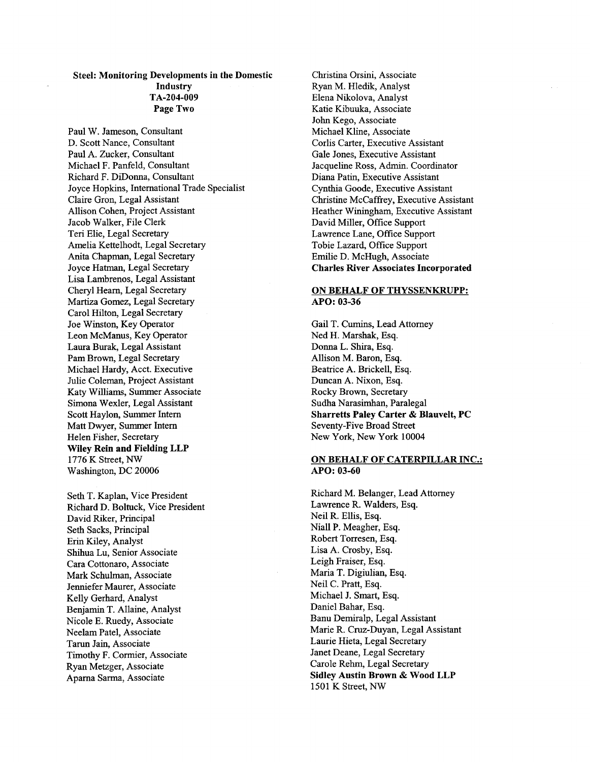**Steel: Monitoring Developments in the Domestic Industry**
**TA-204-009**
**Page Two**

Paul W. Jameson, Consultant
D. Scott Nance, Consultant
Paul A. Zucker, Consultant
Michael F. Panfeld, Consultant
Richard F. DiDonna, Consultant
Joyce Hopkins, International Trade Specialist
Claire Gron, Legal Assistant
Allison Cohen, Project Assistant
Jacob Walker, File Clerk
Teri Elie, Legal Secretary
Amelia Kettelhodt, Legal Secretary
Anita Chapman, Legal Secretary
Joyce Hatman, Legal Secretary
Lisa Lambrenos, Legal Assistant
Cheryl Hearn, Legal Secretary
Martiza Gomez, Legal Secretary
Carol Hilton, Legal Secretary
Joe Winston, Key Operator
Leon McManus, Key Operator
Laura Burak, Legal Assistant
Pam Brown, Legal Secretary
Michael Hardy, Acct. Executive
Julie Coleman, Project Assistant
Katy Williams, Summer Associate
Simona Wexler, Legal Assistant
Scott Haylon, Summer Intern
Matt Dwyer, Summer Intern
Helen Fisher, Secretary
**Wiley Rein and Fielding LLP**
1776 K Street, NW
Washington, DC 20006

Seth T. Kaplan, Vice President
Richard D. Boltuck, Vice President
David Riker, Principal
Seth Sacks, Principal
Erin Kiley, Analyst
Shihua Lu, Senior Associate
Cara Cottonaro, Associate
Mark Schulman, Associate
Jenniefer Maurer, Associate
Kelly Gerhard, Analyst
Benjamin T. Allaine, Analyst
Nicole E. Ruedy, Associate
Neelam Patel, Associate
Tarun Jain, Associate
Timothy F. Cormier, Associate
Ryan Metzger, Associate
Aparna Sarma, Associate
Christina Orsini, Associate
Ryan M. Hledik, Analyst
Elena Nikolova, Analyst
Katie Kibuuka, Associate
John Kego, Associate
Michael Kline, Associate
Corlis Carter, Executive Assistant
Gale Jones, Executive Assistant
Jacqueline Ross, Admin. Coordinator
Diana Patin, Executive Assistant
Cynthia Goode, Executive Assistant
Christine McCaffrey, Executive Assistant
Heather Winingham, Executive Assistant
David Miller, Office Support
Lawrence Lane, Office Support
Tobie Lazard, Office Support
Emilie D. McHugh, Associate
**Charles River Associates Incorporated**

**ON BEHALF OF THYSSENKRUPP:**
**APO: 03-36**

Gail T. Cumins, Lead Attorney
Ned H. Marshak, Esq.
Donna L. Shira, Esq.
Allison M. Baron, Esq.
Beatrice A. Brickell, Esq.
Duncan A. Nixon, Esq.
Rocky Brown, Secretary
Sudha Narasimhan, Paralegal
**Sharretts Paley Carter & Blauvelt, PC**
Seventy-Five Broad Street
New York, New York 10004

**ON BEHALF OF CATERPILLAR INC.:**
**APO: 03-60**

Richard M. Belanger, Lead Attorney
Lawrence R. Walders, Esq.
Neil R. Ellis, Esq.
Niall P. Meagher, Esq.
Robert Torresen, Esq.
Lisa A. Crosby, Esq.
Leigh Fraiser, Esq.
Maria T. Digiulian, Esq.
Neil C. Pratt, Esq.
Michael J. Smart, Esq.
Daniel Bahar, Esq.
Banu Demiralp, Legal Assistant
Marie R. Cruz-Duyan, Legal Assistant
Laurie Hieta, Legal Secretary
Janet Deane, Legal Secretary
Carole Rehm, Legal Secretary
**Sidley Austin Brown & Wood LLP**
1501 K Street, NW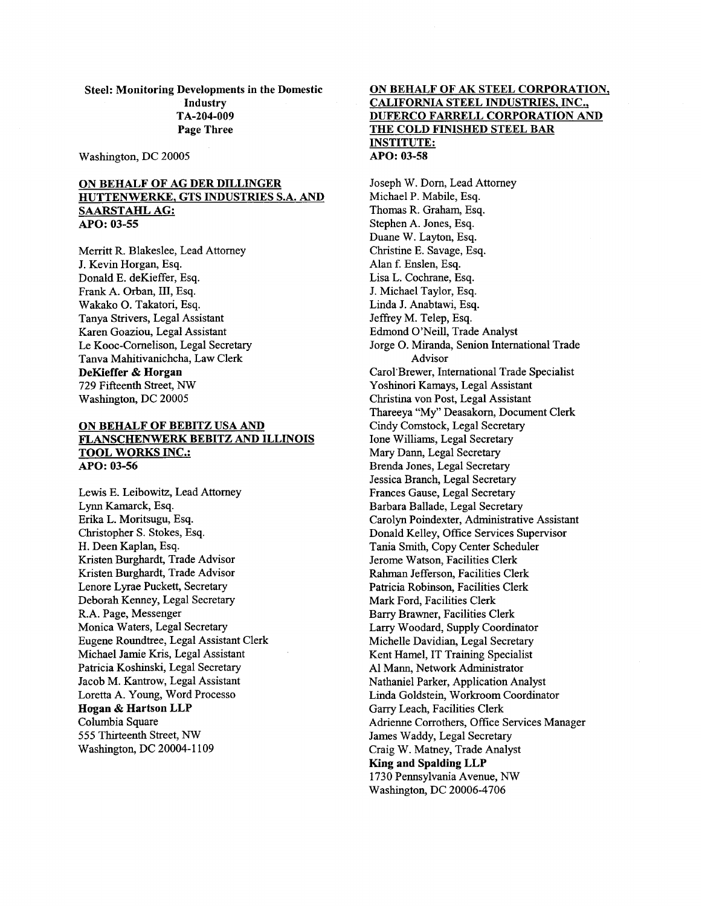Washington, DC 20005

**ON BEHALF OF AG DER DILLINGER HUTTENWERKE, GTS INDUSTRIES S.A. AND SAARSTAHL AG:**
**APO: 03-55**

Merritt R. Blakeslee, Lead Attorney
J. Kevin Horgan, Esq.
Donald E. deKieffer, Esq.
Frank A. Orban, III, Esq.
Wakako O. Takatori, Esq.
Tanya Strivers, Legal Assistant
Karen Goaziou, Legal Assistant
Le Kooc-Cornelison, Legal Secretary
Tanva Mahitivanichcha, Law Clerk
**DeKieffer & Horgan**
729 Fifteenth Street, NW
Washington, DC 20005

**ON BEHALF OF BEBITZ USA AND FLANSCHENWERK BEBITZ AND ILLINOIS TOOL WORKS INC.:**
**APO: 03-56**

Lewis E. Leibowitz, Lead Attorney
Lynn Kamarck, Esq.
Erika L. Moritsugu, Esq.
Christopher S. Stokes, Esq.
H. Deen Kaplan, Esq.
Kristen Burghardt, Trade Advisor
Kristen Burghardt, Trade Advisor
Lenore Lyrae Puckett, Secretary
Deborah Kenney, Legal Secretary
R.A. Page, Messenger
Monica Waters, Legal Secretary
Eugene Roundtree, Legal Assistant Clerk
Michael Jamie Kris, Legal Assistant
Patricia Koshinski, Legal Secretary
Jacob M. Kantrow, Legal Assistant
Loretta A. Young, Word Processo
**Hogan & Hartson LLP**
Columbia Square
555 Thirteenth Street, NW
Washington, DC 20004-1109

**ON BEHALF OF AK STEEL CORPORATION, CALIFORNIA STEEL INDUSTRIES, INC., DUFERCO FARRELL CORPORATION AND THE COLD FINISHED STEEL BAR INSTITUTE:**
**APO: 03-58**

Joseph W. Dorn, Lead Attorney
Michael P. Mabile, Esq.
Thomas R. Graham, Esq.
Stephen A. Jones, Esq.
Duane W. Layton, Esq.
Christine E. Savage, Esq.
Alan f. Enslen, Esq.
Lisa L. Cochrane, Esq.
J. Michael Taylor, Esq.
Linda J. Anabtawi, Esq.
Jeffrey M. Telep, Esq.
Edmond O'Neill, Trade Analyst
Jorge O. Miranda, Senion International Trade Advisor
Carol Brewer, International Trade Specialist
Yoshinori Kamays, Legal Assistant
Christina von Post, Legal Assistant
Thareeya "My" Deasakorn, Document Clerk
Cindy Comstock, Legal Secretary
Ione Williams, Legal Secretary
Mary Dann, Legal Secretary
Brenda Jones, Legal Secretary
Jessica Branch, Legal Secretary
Frances Gause, Legal Secretary
Barbara Ballade, Legal Secretary
Carolyn Poindexter, Administrative Assistant
Donald Kelley, Office Services Supervisor
Tania Smith, Copy Center Scheduler
Jerome Watson, Facilities Clerk
Rahman Jefferson, Facilities Clerk
Patricia Robinson, Facilities Clerk
Mark Ford, Facilities Clerk
Barry Brawner, Facilities Clerk
Larry Woodard, Supply Coordinator
Michelle Davidian, Legal Secretary
Kent Hamel, IT Training Specialist
Al Mann, Network Administrator
Nathaniel Parker, Application Analyst
Linda Goldstein, Workroom Coordinator
Garry Leach, Facilities Clerk
Adrienne Corrothers, Office Services Manager
James Waddy, Legal Secretary
Craig W. Matney, Trade Analyst
**King and Spalding LLP**
1730 Pennsylvania Avenue, NW
Washington, DC 20006-4706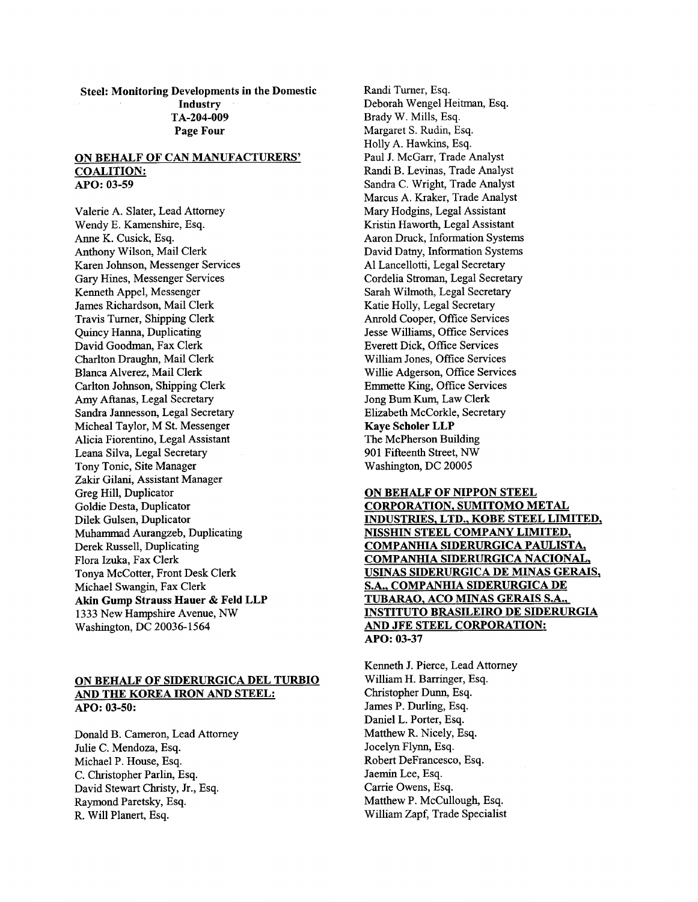**Steel: Monitoring Developments in the Domestic Industry**
**TA-204-009**
**Page Four**

**ON BEHALF OF CAN MANUFACTURERS' COALITION:**
**APO: 03-59**

Valerie A. Slater, Lead Attorney
Wendy E. Kamenshire, Esq.
Anne K. Cusick, Esq.
Anthony Wilson, Mail Clerk
Karen Johnson, Messenger Services
Gary Hines, Messenger Services
Kenneth Appel, Messenger
James Richardson, Mail Clerk
Travis Turner, Shipping Clerk
Quincy Hanna, Duplicating
David Goodman, Fax Clerk
Charlton Draughn, Mail Clerk
Blanca Alverez, Mail Clerk
Carlton Johnson, Shipping Clerk
Amy Aftanas, Legal Secretary
Sandra Jannesson, Legal Secretary
Micheal Taylor, M St. Messenger
Alicia Fiorentino, Legal Assistant
Leana Silva, Legal Secretary
Tony Tonic, Site Manager
Zakir Gilani, Assistant Manager
Greg Hill, Duplicator
Goldie Desta, Duplicator
Dilek Gulsen, Duplicator
Muhammad Aurangzeb, Duplicating
Derek Russell, Duplicating
Flora Izuka, Fax Clerk
Tonya McCotter, Front Desk Clerk
Michael Swangin, Fax Clerk
**Akin Gump Strauss Hauer & Feld LLP**
1333 New Hampshire Avenue, NW
Washington, DC 20036-1564

**ON BEHALF OF SIDERURGICA DEL TURBIO AND THE KOREA IRON AND STEEL:**
**APO: 03-50:**

Donald B. Cameron, Lead Attorney
Julie C. Mendoza, Esq.
Michael P. House, Esq.
C. Christopher Parlin, Esq.
David Stewart Christy, Jr., Esq.
Raymond Paretsky, Esq.
R. Will Planert, Esq.
Randi Turner, Esq.
Deborah Wengel Heitman, Esq.
Brady W. Mills, Esq.
Margaret S. Rudin, Esq.
Holly A. Hawkins, Esq.
Paul J. McGarr, Trade Analyst
Randi B. Levinas, Trade Analyst
Sandra C. Wright, Trade Analyst
Marcus A. Kraker, Trade Analyst
Mary Hodgins, Legal Assistant
Kristin Haworth, Legal Assistant
Aaron Druck, Information Systems
David Datny, Information Systems
Al Lancellotti, Legal Secretary
Cordelia Stroman, Legal Secretary
Sarah Wilmoth, Legal Secretary
Katie Holly, Legal Secretary
Anrold Cooper, Office Services
Jesse Williams, Office Services
Everett Dick, Office Services
William Jones, Office Services
Willie Adgerson, Office Services
Emmette King, Office Services
Jong Bum Kum, Law Clerk
Elizabeth McCorkle, Secretary
**Kaye Scholer LLP**
The McPherson Building
901 Fifteenth Street, NW
Washington, DC 20005

**ON BEHALF OF NIPPON STEEL CORPORATION, SUMITOMO METAL INDUSTRIES, LTD., KOBE STEEL LIMITED, NISSHIN STEEL COMPANY LIMITED, COMPANHIA SIDERURGICA PAULISTA, COMPANHIA SIDERURGICA NACIONAL, USINAS SIDERURGICA DE MINAS GERAIS, S.A., COMPANHIA SIDERURGICA DE TUBARAO, ACO MINAS GERAIS S.A., INSTITUTO BRASILEIRO DE SIDERURGIA AND JFE STEEL CORPORATION:**
**APO: 03-37**

Kenneth J. Pierce, Lead Attorney
William H. Barringer, Esq.
Christopher Dunn, Esq.
James P. Durling, Esq.
Daniel L. Porter, Esq.
Matthew R. Nicely, Esq.
Jocelyn Flynn, Esq.
Robert DeFrancesco, Esq.
Jaemin Lee, Esq.
Carrie Owens, Esq.
Matthew P. McCullough, Esq.
William Zapf, Trade Specialist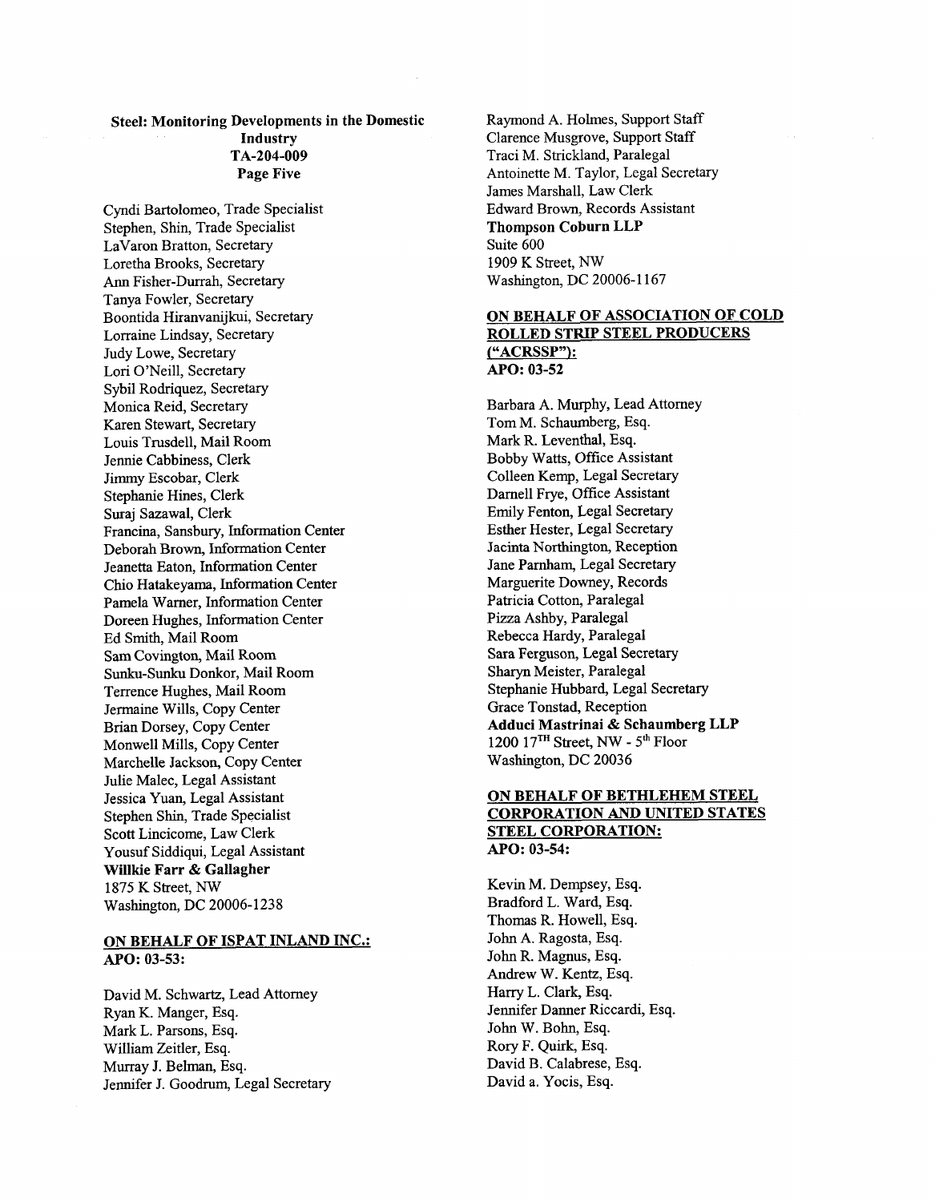**Steel: Monitoring Developments in the Domestic Industry**
**TA-204-009**
**Page Five**

Cyndi Bartolomeo, Trade Specialist
Stephen, Shin, Trade Specialist
LaVaron Bratton, Secretary
Loretha Brooks, Secretary
Ann Fisher-Durrah, Secretary
Tanya Fowler, Secretary
Boontida Hiranvanijkui, Secretary
Lorraine Lindsay, Secretary
Judy Lowe, Secretary
Lori O'Neill, Secretary
Sybil Rodriquez, Secretary
Monica Reid, Secretary
Karen Stewart, Secretary
Louis Trusdell, Mail Room
Jennie Cabbiness, Clerk
Jimmy Escobar, Clerk
Stephanie Hines, Clerk
Suraj Sazawal, Clerk
Francina, Sansbury, Information Center
Deborah Brown, Information Center
Jeanetta Eaton, Information Center
Chio Hatakeyama, Information Center
Pamela Warner, Information Center
Doreen Hughes, Information Center
Ed Smith, Mail Room
Sam Covington, Mail Room
Sunku-Sunku Donkor, Mail Room
Terrence Hughes, Mail Room
Jermaine Wills, Copy Center
Brian Dorsey, Copy Center
Monwell Mills, Copy Center
Marchelle Jackson, Copy Center
Julie Malec, Legal Assistant
Jessica Yuan, Legal Assistant
Stephen Shin, Trade Specialist
Scott Lincicome, Law Clerk
Yousuf Siddiqui, Legal Assistant
**Willkie Farr & Gallagher**
1875 K Street, NW
Washington, DC 20006-1238

**ON BEHALF OF ISPAT INLAND INC.:**
**APO: 03-53:**

David M. Schwartz, Lead Attorney
Ryan K. Manger, Esq.
Mark L. Parsons, Esq.
William Zeitler, Esq.
Murray J. Belman, Esq.
Jennifer J. Goodrum, Legal Secretary
Raymond A. Holmes, Support Staff
Clarence Musgrove, Support Staff
Traci M. Strickland, Paralegal
Antoinette M. Taylor, Legal Secretary
James Marshall, Law Clerk
Edward Brown, Records Assistant
**Thompson Coburn LLP**
Suite 600
1909 K Street, NW
Washington, DC 20006-1167

**ON BEHALF OF ASSOCIATION OF COLD ROLLED STRIP STEEL PRODUCERS ("ACRSSP"):**
**APO: 03-52**

Barbara A. Murphy, Lead Attorney
Tom M. Schaumberg, Esq.
Mark R. Leventhal, Esq.
Bobby Watts, Office Assistant
Colleen Kemp, Legal Secretary
Darnell Frye, Office Assistant
Emily Fenton, Legal Secretary
Esther Hester, Legal Secretary
Jacinta Northington, Reception
Jane Parnham, Legal Secretary
Marguerite Downey, Records
Patricia Cotton, Paralegal
Pizza Ashby, Paralegal
Rebecca Hardy, Paralegal
Sara Ferguson, Legal Secretary
Sharyn Meister, Paralegal
Stephanie Hubbard, Legal Secretary
Grace Tonstad, Reception
**Adduci Mastrinai & Schaumberg LLP**
1200 17TH Street, NW - 5th Floor
Washington, DC 20036

**ON BEHALF OF BETHLEHEM STEEL CORPORATION AND UNITED STATES STEEL CORPORATION:**
**APO: 03-54:**

Kevin M. Dempsey, Esq.
Bradford L. Ward, Esq.
Thomas R. Howell, Esq.
John A. Ragosta, Esq.
John R. Magnus, Esq.
Andrew W. Kentz, Esq.
Harry L. Clark, Esq.
Jennifer Danner Riccardi, Esq.
John W. Bohn, Esq.
Rory F. Quirk, Esq.
David B. Calabrese, Esq.
David a. Yocis, Esq.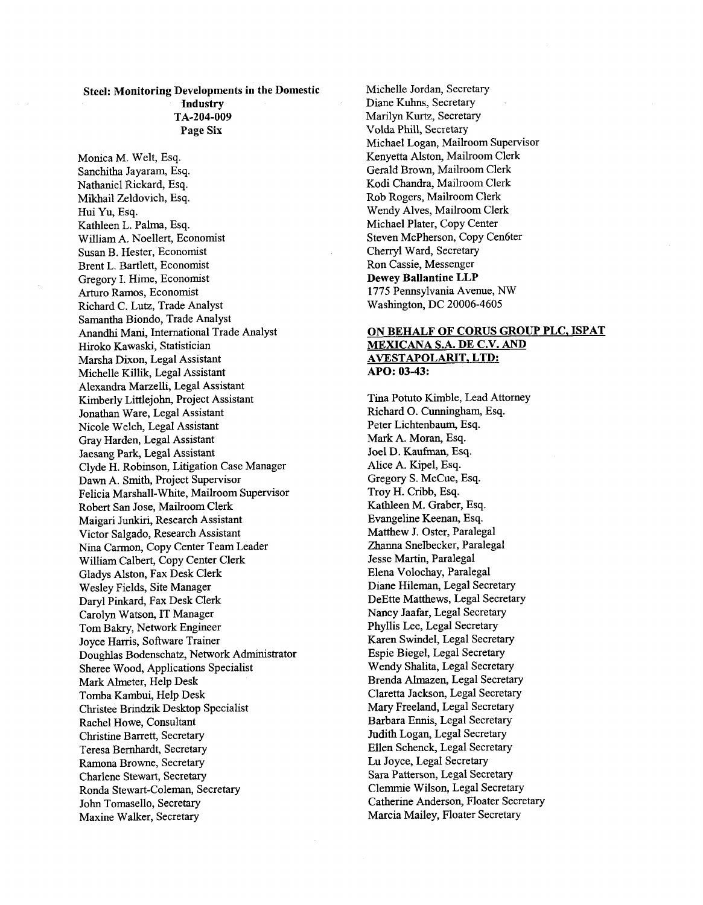**Steel: Monitoring Developments in the Domestic Industry**
**TA-204-009**
**Page Six**

Monica M. Welt, Esq.
Sanchitha Jayaram, Esq.
Nathaniel Rickard, Esq.
Mikhail Zeldovich, Esq.
Hui Yu, Esq.
Kathleen L. Palma, Esq.
William A. Noellert, Economist
Susan B. Hester, Economist
Brent L. Bartlett, Economist
Gregory I. Hime, Economist
Arturo Ramos, Economist
Richard C. Lutz, Trade Analyst
Samantha Biondo, Trade Analyst
Anandhi Mani, International Trade Analyst
Hiroko Kawaski, Statistician
Marsha Dixon, Legal Assistant
Michelle Killik, Legal Assistant
Alexandra Marzelli, Legal Assistant
Kimberly Littlejohn, Project Assistant
Jonathan Ware, Legal Assistant
Nicole Welch, Legal Assistant
Gray Harden, Legal Assistant
Jaesang Park, Legal Assistant
Clyde H. Robinson, Litigation Case Manager
Dawn A. Smith, Project Supervisor
Felicia Marshall-White, Mailroom Supervisor
Robert San Jose, Mailroom Clerk
Maigari Junkiri, Research Assistant
Victor Salgado, Research Assistant
Nina Carmon, Copy Center Team Leader
William Calbert, Copy Center Clerk
Gladys Alston, Fax Desk Clerk
Wesley Fields, Site Manager
Daryl Pinkard, Fax Desk Clerk
Carolyn Watson, IT Manager
Tom Bakry, Network Engineer
Joyce Harris, Software Trainer
Doughlas Bodenschatz, Network Administrator
Sheree Wood, Applications Specialist
Mark Almeter, Help Desk
Tomba Kambui, Help Desk
Christee Brindzik Desktop Specialist
Rachel Howe, Consultant
Christine Barrett, Secretary
Teresa Bernhardt, Secretary
Ramona Browne, Secretary
Charlene Stewart, Secretary
Ronda Stewart-Coleman, Secretary
John Tomasello, Secretary
Maxine Walker, Secretary
Michelle Jordan, Secretary
Diane Kuhns, Secretary
Marilyn Kurtz, Secretary
Volda Phill, Secretary
Michael Logan, Mailroom Supervisor
Kenyetta Alston, Mailroom Clerk
Gerald Brown, Mailroom Clerk
Kodi Chandra, Mailroom Clerk
Rob Rogers, Mailroom Clerk
Wendy Alves, Mailroom Clerk
Michael Plater, Copy Center
Steven McPherson, Copy Cen6ter
Cherryl Ward, Secretary
Ron Cassie, Messenger
**Dewey Ballantine LLP**
1775 Pennsylvania Avenue, NW
Washington, DC 20006-4605

**ON BEHALF OF CORUS GROUP PLC, ISPAT MEXICANA S.A. DE C.V. AND AVESTAPOLARIT, LTD:**
**APO: 03-43:**

Tina Potuto Kimble, Lead Attorney
Richard O. Cunningham, Esq.
Peter Lichtenbaum, Esq.
Mark A. Moran, Esq.
Joel D. Kaufman, Esq.
Alice A. Kipel, Esq.
Gregory S. McCue, Esq.
Troy H. Cribb, Esq.
Kathleen M. Graber, Esq.
Evangeline Keenan, Esq.
Matthew J. Oster, Paralegal
Zhanna Snelbecker, Paralegal
Jesse Martin, Paralegal
Elena Volochay, Paralegal
Diane Hileman, Legal Secretary
DeEtte Matthews, Legal Secretary
Nancy Jaafar, Legal Secretary
Phyllis Lee, Legal Secretary
Karen Swindel, Legal Secretary
Espie Biegel, Legal Secretary
Wendy Shalita, Legal Secretary
Brenda Almazen, Legal Secretary
Claretta Jackson, Legal Secretary
Mary Freeland, Legal Secretary
Barbara Ennis, Legal Secretary
Judith Logan, Legal Secretary
Ellen Schenck, Legal Secretary
Lu Joyce, Legal Secretary
Sara Patterson, Legal Secretary
Clemmie Wilson, Legal Secretary
Catherine Anderson, Floater Secretary
Marcia Mailey, Floater Secretary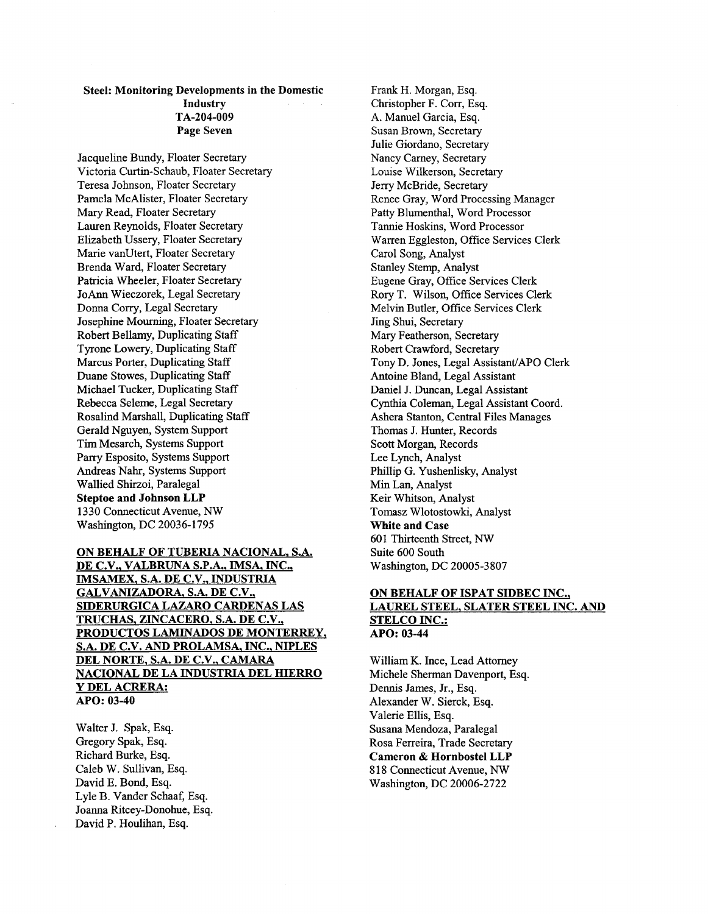**Steel: Monitoring Developments in the Domestic Industry**
**TA-204-009**
**Page Seven**

Jacqueline Bundy, Floater Secretary
Victoria Curtin-Schaub, Floater Secretary
Teresa Johnson, Floater Secretary
Pamela McAlister, Floater Secretary
Mary Read, Floater Secretary
Lauren Reynolds, Floater Secretary
Elizabeth Ussery, Floater Secretary
Marie vanUtert, Floater Secretary
Brenda Ward, Floater Secretary
Patricia Wheeler, Floater Secretary
JoAnn Wieczorek, Legal Secretary
Donna Corry, Legal Secretary
Josephine Mourning, Floater Secretary
Robert Bellamy, Duplicating Staff
Tyrone Lowery, Duplicating Staff
Marcus Porter, Duplicating Staff
Duane Stowes, Duplicating Staff
Michael Tucker, Duplicating Staff
Rebecca Seleme, Legal Secretary
Rosalind Marshall, Duplicating Staff
Gerald Nguyen, System Support
Tim Mesarch, Systems Support
Parry Esposito, Systems Support
Andreas Nahr, Systems Support
Wallied Shirzoi, Paralegal
**Steptoe and Johnson LLP**
1330 Connecticut Avenue, NW
Washington, DC 20036-1795

**ON BEHALF OF TUBERIA NACIONAL, S.A. DE C.V., VALBRUNA S.P.A., IMSA, INC., IMSAMEX, S.A. DE C.V., INDUSTRIA GALVANIZADORA, S.A. DE C.V., SIDERURGICA LAZARO CARDENAS LAS TRUCHAS, ZINCACERO, S.A. DE C.V., PRODUCTOS LAMINADOS DE MONTERREY, S.A. DE C.V. AND PROLAMSA, INC., NIPLES DEL NORTE, S.A. DE C.V., CAMARA NACIONAL DE LA INDUSTRIA DEL HIERRO Y DEL ACRERA:**
**APO: 03-40**

Walter J. Spak, Esq.
Gregory Spak, Esq.
Richard Burke, Esq.
Caleb W. Sullivan, Esq.
David E. Bond, Esq.
Lyle B. Vander Schaaf, Esq.
Joanna Ritcey-Donohue, Esq.
David P. Houlihan, Esq.
Frank H. Morgan, Esq.
Christopher F. Corr, Esq.
A. Manuel Garcia, Esq.
Susan Brown, Secretary
Julie Giordano, Secretary
Nancy Carney, Secretary
Louise Wilkerson, Secretary
Jerry McBride, Secretary
Renee Gray, Word Processing Manager
Patty Blumenthal, Word Processor
Tannie Hoskins, Word Processor
Warren Eggleston, Office Services Clerk
Carol Song, Analyst
Stanley Stemp, Analyst
Eugene Gray, Office Services Clerk
Rory T. Wilson, Office Services Clerk
Melvin Butler, Office Services Clerk
Jing Shui, Secretary
Mary Featherson, Secretary
Robert Crawford, Secretary
Tony D. Jones, Legal Assistant/APO Clerk
Antoine Bland, Legal Assistant
Daniel J. Duncan, Legal Assistant
Cynthia Coleman, Legal Assistant Coord.
Ashera Stanton, Central Files Manages
Thomas J. Hunter, Records
Scott Morgan, Records
Lee Lynch, Analyst
Phillip G. Yushenlisky, Analyst
Min Lan, Analyst
Keir Whitson, Analyst
Tomasz Wlotostowki, Analyst
**White and Case**
601 Thirteenth Street, NW
Suite 600 South
Washington, DC 20005-3807

**ON BEHALF OF ISPAT SIDBEC INC., LAUREL STEEL, SLATER STEEL INC. AND STELCO INC.:**
**APO: 03-44**

William K. Ince, Lead Attorney
Michele Sherman Davenport, Esq.
Dennis James, Jr., Esq.
Alexander W. Sierck, Esq.
Valerie Ellis, Esq.
Susana Mendoza, Paralegal
Rosa Ferreira, Trade Secretary
**Cameron & Hornbostel LLP**
818 Connecticut Avenue, NW
Washington, DC 20006-2722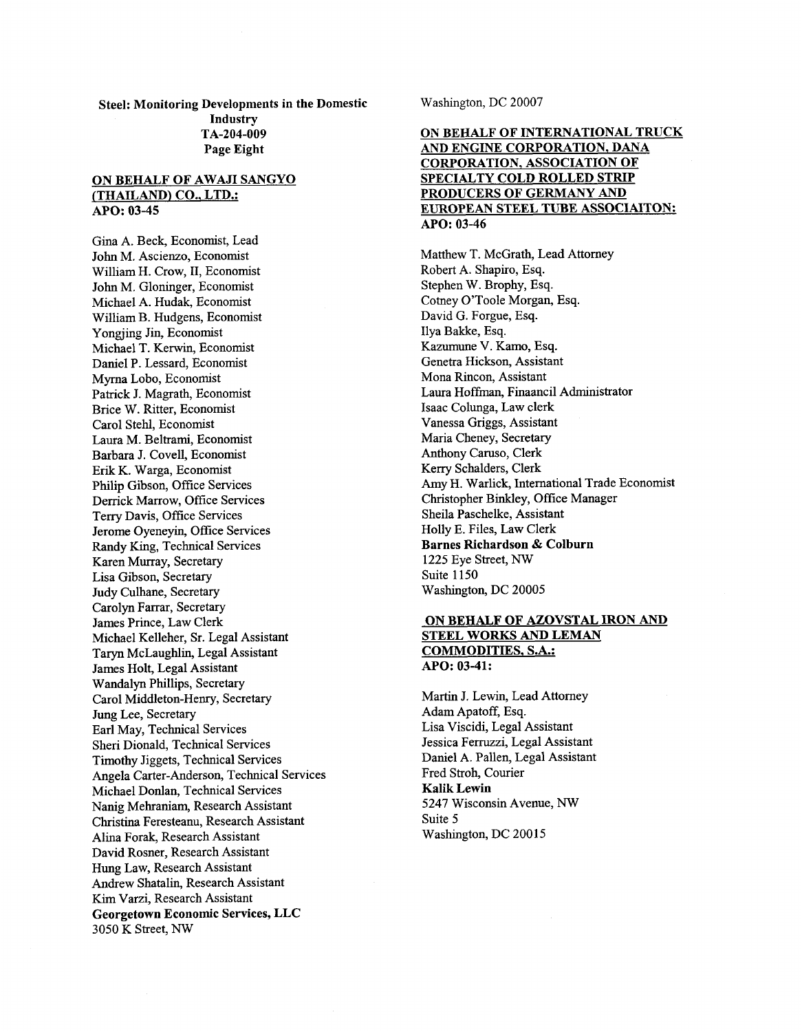**ON BEHALF OF AWAJI SANGYO (THAILAND) CO., LTD.:**
**APO: 03-45**

Gina A. Beck, Economist, Lead
John M. Ascienzo, Economist
William H. Crow, II, Economist
John M. Gloninger, Economist
Michael A. Hudak, Economist
William B. Hudgens, Economist
Yongjing Jin, Economist
Michael T. Kerwin, Economist
Daniel P. Lessard, Economist
Myrna Lobo, Economist
Patrick J. Magrath, Economist
Brice W. Ritter, Economist
Carol Stehl, Economist
Laura M. Beltrami, Economist
Barbara J. Covell, Economist
Erik K. Warga, Economist
Philip Gibson, Office Services
Derrick Marrow, Office Services
Terry Davis, Office Services
Jerome Oyeneyin, Office Services
Randy King, Technical Services
Karen Murray, Secretary
Lisa Gibson, Secretary
Judy Culhane, Secretary
Carolyn Farrar, Secretary
James Prince, Law Clerk
Michael Kelleher, Sr. Legal Assistant
Taryn McLaughlin, Legal Assistant
James Holt, Legal Assistant
Wandalyn Phillips, Secretary
Carol Middleton-Henry, Secretary
Jung Lee, Secretary
Earl May, Technical Services
Sheri Dionald, Technical Services
Timothy Jiggets, Technical Services
Angela Carter-Anderson, Technical Services
Michael Donlan, Technical Services
Nanig Mehraniam, Research Assistant
Christina Feresteanu, Research Assistant
Alina Forak, Research Assistant
David Rosner, Research Assistant
Hung Law, Research Assistant
Andrew Shatalin, Research Assistant
Kim Varzi, Research Assistant
**Georgetown Economic Services, LLC**
3050 K Street, NW
Washington, DC 20007

**ON BEHALF OF INTERNATIONAL TRUCK AND ENGINE CORPORATION, DANA CORPORATION, ASSOCIATION OF SPECIALTY COLD ROLLED STRIP PRODUCERS OF GERMANY AND EUROPEAN STEEL TUBE ASSOCIAITON:**
**APO: 03-46**

Matthew T. McGrath, Lead Attorney
Robert A. Shapiro, Esq.
Stephen W. Brophy, Esq.
Cotney O'Toole Morgan, Esq.
David G. Forgue, Esq.
Ilya Bakke, Esq.
Kazumune V. Kamo, Esq.
Genetra Hickson, Assistant
Mona Rincon, Assistant
Laura Hoffman, Finaancil Administrator
Isaac Colunga, Law clerk
Vanessa Griggs, Assistant
Maria Cheney, Secretary
Anthony Caruso, Clerk
Kerry Schalders, Clerk
Amy H. Warlick, International Trade Economist
Christopher Binkley, Office Manager
Sheila Paschelke, Assistant
Holly E. Files, Law Clerk
**Barnes Richardson & Colburn**
1225 Eye Street, NW
Suite 1150
Washington, DC 20005

**ON BEHALF OF AZOVSTAL IRON AND STEEL WORKS AND LEMAN COMMODITIES, S.A.:**
**APO: 03-41:**

Martin J. Lewin, Lead Attorney
Adam Apatoff, Esq.
Lisa Viscidi, Legal Assistant
Jessica Ferruzzi, Legal Assistant
Daniel A. Pallen, Legal Assistant
Fred Stroh, Courier
**Kalik Lewin**
5247 Wisconsin Avenue, NW
Suite 5
Washington, DC 20015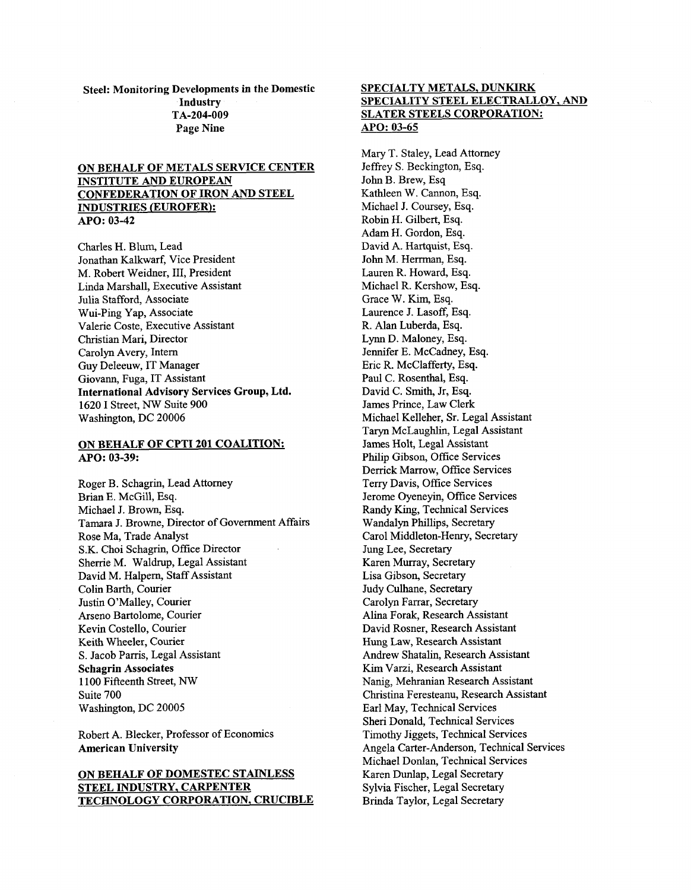**Steel: Monitoring Developments in the Domestic Industry**
**TA-204-009**
**Page Nine**

**ON BEHALF OF METALS SERVICE CENTER INSTITUTE AND EUROPEAN CONFEDERATION OF IRON AND STEEL INDUSTRIES (EUROFER):**
**APO: 03-42**

Charles H. Blum, Lead
Jonathan Kalkwarf, Vice President
M. Robert Weidner, III, President
Linda Marshall, Executive Assistant
Julia Stafford, Associate
Wui-Ping Yap, Associate
Valerie Coste, Executive Assistant
Christian Mari, Director
Carolyn Avery, Intern
Guy Deleeuw, IT Manager
Giovann, Fuga, IT Assistant
**International Advisory Services Group, Ltd.**
1620 I Street, NW Suite 900
Washington, DC 20006

**ON BEHALF OF CPTI 201 COALITION:**
**APO: 03-39:**

Roger B. Schagrin, Lead Attorney
Brian E. McGill, Esq.
Michael J. Brown, Esq.
Tamara J. Browne, Director of Government Affairs
Rose Ma, Trade Analyst
S.K. Choi Schagrin, Office Director
Sherrie M. Waldrup, Legal Assistant
David M. Halpern, Staff Assistant
Colin Barth, Courier
Justin O'Malley, Courier
Arseno Bartolome, Courier
Kevin Costello, Courier
Keith Wheeler, Courier
S. Jacob Parris, Legal Assistant
**Schagrin Associates**
1100 Fifteenth Street, NW
Suite 700
Washington, DC 20005

Robert A. Blecker, Professor of Economics
**American University**

**ON BEHALF OF DOMESTEC STAINLESS STEEL INDUSTRY, CARPENTER TECHNOLOGY CORPORATION, CRUCIBLE SPECIALTY METALS, DUNKIRK SPECIALITY STEEL ELECTRALLOY, AND SLATER STEELS CORPORATION:**
**APO: 03-65**

Mary T. Staley, Lead Attorney
Jeffrey S. Beckington, Esq.
John B. Brew, Esq
Kathleen W. Cannon, Esq.
Michael J. Coursey, Esq.
Robin H. Gilbert, Esq.
Adam H. Gordon, Esq.
David A. Hartquist, Esq.
John M. Herrman, Esq.
Lauren R. Howard, Esq.
Michael R. Kershow, Esq.
Grace W. Kim, Esq.
Laurence J. Lasoff, Esq.
R. Alan Luberda, Esq.
Lynn D. Maloney, Esq.
Jennifer E. McCadney, Esq.
Eric R. McClafferty, Esq.
Paul C. Rosenthal, Esq.
David C. Smith, Jr, Esq.
James Prince, Law Clerk
Michael Kelleher, Sr. Legal Assistant
Taryn McLaughlin, Legal Assistant
James Holt, Legal Assistant
Philip Gibson, Office Services
Derrick Marrow, Office Services
Terry Davis, Office Services
Jerome Oyeneyin, Office Services
Randy King, Technical Services
Wandalyn Phillips, Secretary
Carol Middleton-Henry, Secretary
Jung Lee, Secretary
Karen Murray, Secretary
Lisa Gibson, Secretary
Judy Culhane, Secretary
Carolyn Farrar, Secretary
Alina Forak, Research Assistant
David Rosner, Research Assistant
Hung Law, Research Assistant
Andrew Shatalin, Research Assistant
Kim Varzi, Research Assistant
Nanig, Mehranian Research Assistant
Christina Feresteanu, Research Assistant
Earl May, Technical Services
Sheri Donald, Technical Services
Timothy Jiggets, Technical Services
Angela Carter-Anderson, Technical Services
Michael Donlan, Technical Services
Karen Dunlap, Legal Secretary
Sylvia Fischer, Legal Secretary
Brinda Taylor, Legal Secretary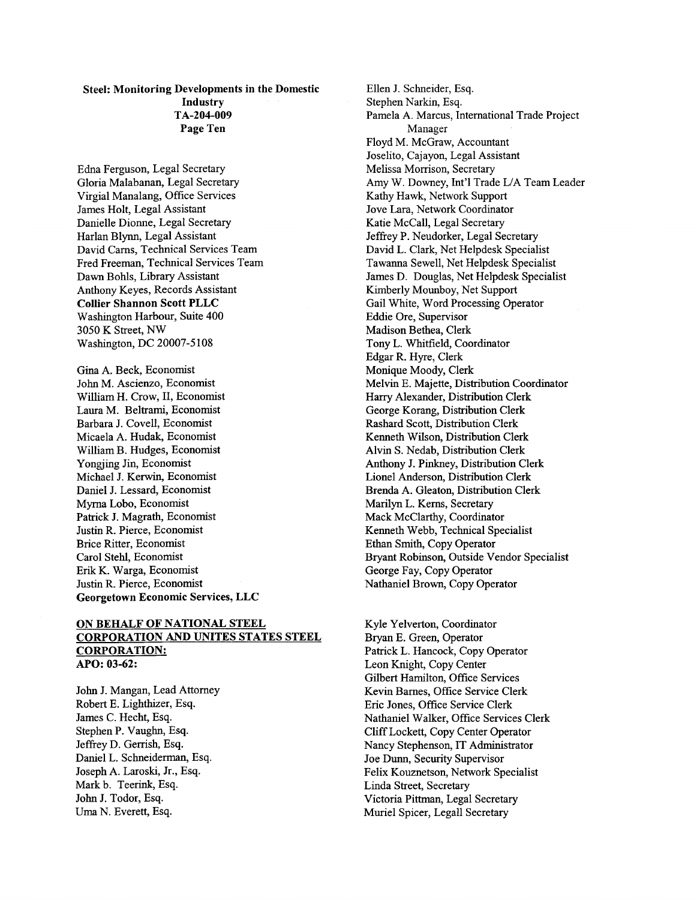**Steel: Monitoring Developments in the Domestic Industry**
**TA-204-009**
**Page Ten**

Edna Ferguson, Legal Secretary
Gloria Malabanan, Legal Secretary
Virgial Manalang, Office Services
James Holt, Legal Assistant
Danielle Dionne, Legal Secretary
Harlan Blynn, Legal Assistant
David Carns, Technical Services Team
Fred Freeman, Technical Services Team
Dawn Bohls, Library Assistant
Anthony Keyes, Records Assistant
**Collier Shannon Scott PLLC**
Washington Harbour, Suite 400
3050 K Street, NW
Washington, DC 20007-5108

Gina A. Beck, Economist
John M. Ascienzo, Economist
William H. Crow, II, Economist
Laura M. Beltrami, Economist
Barbara J. Covell, Economist
Micaela A. Hudak, Economist
William B. Hudges, Economist
Yongjing Jin, Economist
Michael J. Kerwin, Economist
Daniel J. Lessard, Economist
Myrna Lobo, Economist
Patrick J. Magrath, Economist
Justin R. Pierce, Economist
Brice Ritter, Economist
Carol Stehl, Economist
Erik K. Warga, Economist
Justin R. Pierce, Economist
**Georgetown Economic Services, LLC**

**ON BEHALF OF NATIONAL STEEL CORPORATION AND UNITES STATES STEEL CORPORATION:**
**APO: 03-62:**

John J. Mangan, Lead Attorney
Robert E. Lighthizer, Esq.
James C. Hecht, Esq.
Stephen P. Vaughn, Esq.
Jeffrey D. Gerrish, Esq.
Daniel L. Schneiderman, Esq.
Joseph A. Laroski, Jr., Esq.
Mark b. Teerink, Esq.
John J. Todor, Esq.
Uma N. Everett, Esq.
Ellen J. Schneider, Esq.
Stephen Narkin, Esq.
Pamela A. Marcus, International Trade Project Manager
Floyd M. McGraw, Accountant
Joselito, Cajayon, Legal Assistant
Melissa Morrison, Secretary
Amy W. Downey, Int'l Trade L/A Team Leader
Kathy Hawk, Network Support
Jove Lara, Network Coordinator
Katie McCall, Legal Secretary
Jeffrey P. Neudorker, Legal Secretary
David L. Clark, Net Helpdesk Specialist
Tawanna Sewell, Net Helpdesk Specialist
James D. Douglas, Net Helpdesk Specialist
Kimberly Mounboy, Net Support
Gail White, Word Processing Operator
Eddie Ore, Supervisor
Madison Bethea, Clerk
Tony L. Whitfield, Coordinator
Edgar R. Hyre, Clerk
Monique Moody, Clerk
Melvin E. Majette, Distribution Coordinator
Harry Alexander, Distribution Clerk
George Korang, Distribution Clerk
Rashard Scott, Distribution Clerk
Kenneth Wilson, Distribution Clerk
Alvin S. Nedab, Distribution Clerk
Anthony J. Pinkney, Distribution Clerk
Lionel Anderson, Distribution Clerk
Brenda A. Gleaton, Distribution Clerk
Marilyn L. Kerns, Secretary
Mack McClarthy, Coordinator
Kenneth Webb, Technical Specialist
Ethan Smith, Copy Operator
Bryant Robinson, Outside Vendor Specialist
George Fay, Copy Operator
Nathaniel Brown, Copy Operator

Kyle Yelverton, Coordinator
Bryan E. Green, Operator
Patrick L. Hancock, Copy Operator
Leon Knight, Copy Center
Gilbert Hamilton, Office Services
Kevin Barnes, Office Service Clerk
Eric Jones, Office Service Clerk
Nathaniel Walker, Office Services Clerk
Cliff Lockett, Copy Center Operator
Nancy Stephenson, IT Administrator
Joe Dunn, Security Supervisor
Felix Kouznetson, Network Specialist
Linda Street, Secretary
Victoria Pittman, Legal Secretary
Muriel Spicer, Legall Secretary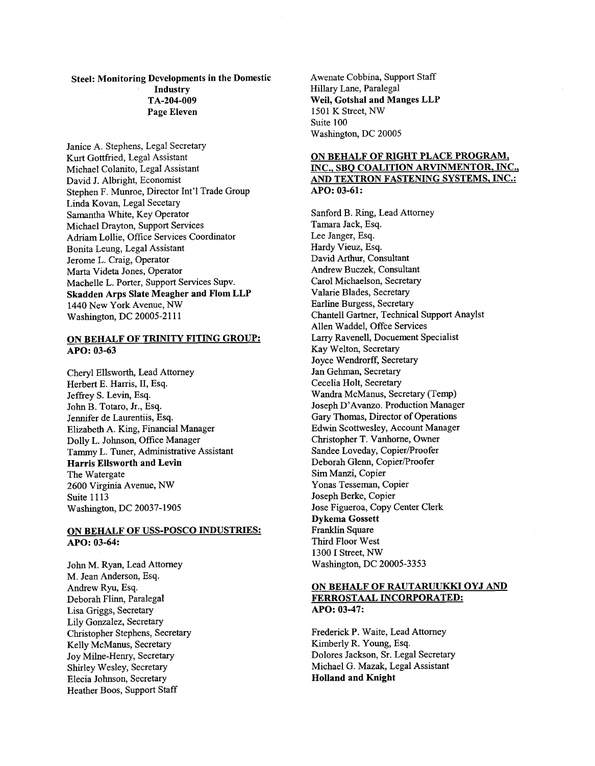**Steel: Monitoring Developments in the Domestic Industry**
**TA-204-009**
**Page Eleven**

Janice A. Stephens, Legal Secretary
Kurt Gottfried, Legal Assistant
Michael Colanito, Legal Assistant
David J. Albright, Economist
Stephen F. Munroe, Director Int'l Trade Group
Linda Kovan, Legal Secetary
Samantha White, Key Operator
Michael Drayton, Support Services
Adriam Lollie, Office Services Coordinator
Bonita Leung, Legal Assistant
Jerome L. Craig, Operator
Marta Videta Jones, Operator
Machelle L. Porter, Support Services Supv.
**Skadden Arps Slate Meagher and Flom LLP**
1440 New York Avenue, NW
Washington, DC 20005-2111

**ON BEHALF OF TRINITY FITING GROUP:**
**APO: 03-63**

Cheryl Ellsworth, Lead Attorney
Herbert E. Harris, II, Esq.
Jeffrey S. Levin, Esq.
John B. Totaro, Jr., Esq.
Jennifer de Laurentiis, Esq.
Elizabeth A. King, Financial Manager
Dolly L. Johnson, Office Manager
Tammy L. Tuner, Administrative Assistant
**Harris Ellsworth and Levin**
The Watergate
2600 Virginia Avenue, NW
Suite 1113
Washington, DC 20037-1905

**ON BEHALF OF USS-POSCO INDUSTRIES:**
**APO: 03-64:**

John M. Ryan, Lead Attorney
M. Jean Anderson, Esq.
Andrew Ryu, Esq.
Deborah Flinn, Paralegal
Lisa Griggs, Secretary
Lily Gonzalez, Secretary
Christopher Stephens, Secretary
Kelly McManus, Secretary
Joy Milne-Henry, Secretary
Shirley Wesley, Secretary
Elecia Johnson, Secretary
Heather Boos, Support Staff
Awenate Cobbina, Support Staff
Hillary Lane, Paralegal
**Weil, Gotshal and Manges LLP**
1501 K Street, NW
Suite 100
Washington, DC 20005

**ON BEHALF OF RIGHT PLACE PROGRAM, INC., SBQ COALITION ARVINMENTOR, INC., AND TEXTRON FASTENING SYSTEMS, INC.:**
**APO: 03-61:**

Sanford B. Ring, Lead Attorney
Tamara Jack, Esq.
Lee Janger, Esq.
Hardy Vieuz, Esq.
David Arthur, Consultant
Andrew Buczek, Consultant
Carol Michaelson, Secretary
Valarie Blades, Secretary
Earline Burgess, Secretary
Chantell Gartner, Technical Support Anaylst
Allen Waddel, Offce Services
Larry Ravenell, Docuement Specialist
Kay Welton, Secretary
Joyce Wendrorff, Secretary
Jan Gehman, Secretary
Cecelia Holt, Secretary
Wandra McManus, Secretary (Temp)
Joseph D'Avanzo. Production Manager
Gary Thomas, Director of Operations
Edwin Scottwesley, Account Manager
Christopher T. Vanhorne, Owner
Sandee Loveday, Copier/Proofer
Deborah Glenn, Copier/Proofer
Sim Manzi, Copier
Yonas Tesseman, Copier
Joseph Berke, Copier
Jose Figueroa, Copy Center Clerk
**Dykema Gossett**
Franklin Square
Third Floor West
1300 I Street, NW
Washington, DC 20005-3353

**ON BEHALF OF RAUTARUUKKI OYJ AND FERROSTAAL INCORPORATED:**
**APO: 03-47:**

Frederick P. Waite, Lead Attorney
Kimberly R. Young, Esq.
Dolores Jackson, Sr. Legal Secretary
Michael G. Mazak, Legal Assistant
**Holland and Knight**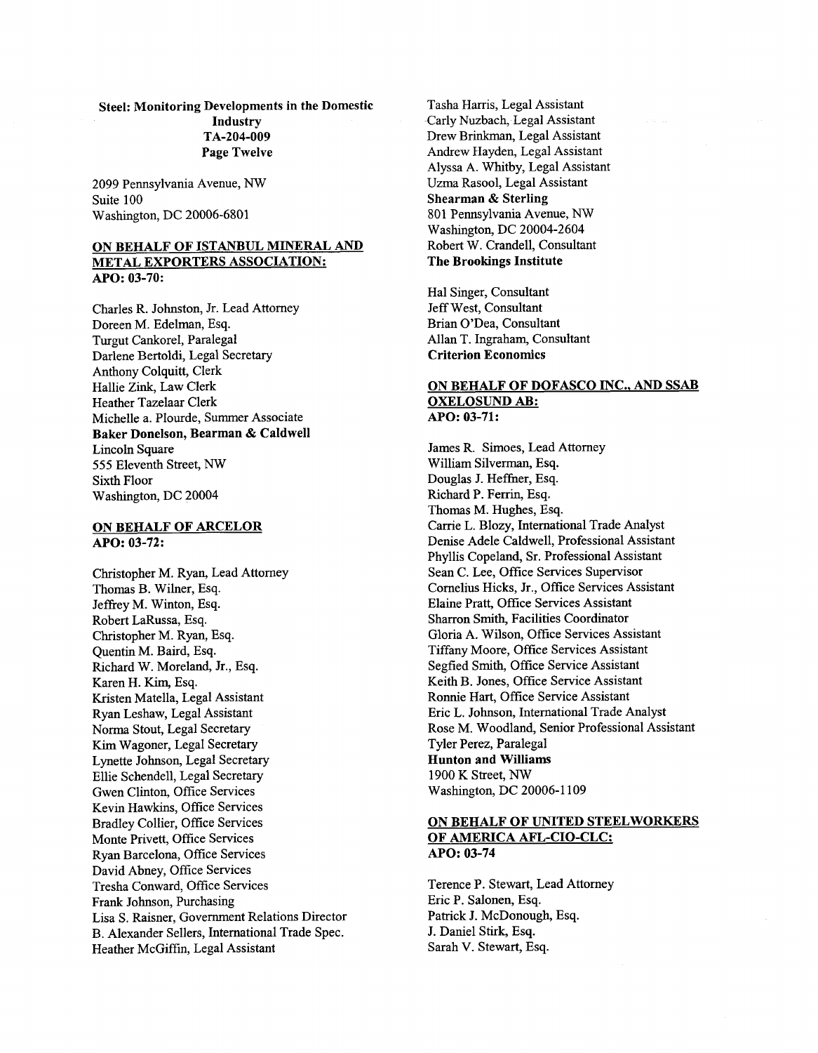**Steel: Monitoring Developments in the Domestic Industry**
**TA-204-009**
**Page Twelve**

2099 Pennsylvania Avenue, NW
Suite 100
Washington, DC 20006-6801

**ON BEHALF OF ISTANBUL MINERAL AND METAL EXPORTERS ASSOCIATION:**
**APO: 03-70:**

Charles R. Johnston, Jr. Lead Attorney
Doreen M. Edelman, Esq.
Turgut Cankorel, Paralegal
Darlene Bertoldi, Legal Secretary
Anthony Colquitt, Clerk
Hallie Zink, Law Clerk
Heather Tazelaar Clerk
Michelle a. Plourde, Summer Associate
**Baker Donelson, Bearman & Caldwell**
Lincoln Square
555 Eleventh Street, NW
Sixth Floor
Washington, DC 20004

**ON BEHALF OF ARCELOR**
**APO: 03-72:**

Christopher M. Ryan, Lead Attorney
Thomas B. Wilner, Esq.
Jeffrey M. Winton, Esq.
Robert LaRussa, Esq.
Christopher M. Ryan, Esq.
Quentin M. Baird, Esq.
Richard W. Moreland, Jr., Esq.
Karen H. Kim, Esq.
Kristen Matella, Legal Assistant
Ryan Leshaw, Legal Assistant
Norma Stout, Legal Secretary
Kim Wagoner, Legal Secretary
Lynette Johnson, Legal Secretary
Ellie Schendell, Legal Secretary
Gwen Clinton, Office Services
Kevin Hawkins, Office Services
Bradley Collier, Office Services
Monte Privett, Office Services
Ryan Barcelona, Office Services
David Abney, Office Services
Tresha Conward, Office Services
Frank Johnson, Purchasing
Lisa S. Raisner, Government Relations Director
B. Alexander Sellers, International Trade Spec.
Heather McGiffin, Legal Assistant
Tasha Harris, Legal Assistant
Carly Nuzbach, Legal Assistant
Drew Brinkman, Legal Assistant
Andrew Hayden, Legal Assistant
Alyssa A. Whitby, Legal Assistant
Uzma Rasool, Legal Assistant
**Shearman & Sterling**
801 Pennsylvania Avenue, NW
Washington, DC 20004-2604
Robert W. Crandell, Consultant
**The Brookings Institute**

Hal Singer, Consultant
Jeff West, Consultant
Brian O'Dea, Consultant
Allan T. Ingraham, Consultant
**Criterion Economics**

**ON BEHALF OF DOFASCO INC., AND SSAB OXELOSUND AB:**
**APO: 03-71:**

James R. Simoes, Lead Attorney
William Silverman, Esq.
Douglas J. Heffner, Esq.
Richard P. Ferrin, Esq.
Thomas M. Hughes, Esq.
Carrie L. Blozy, International Trade Analyst
Denise Adele Caldwell, Professional Assistant
Phyllis Copeland, Sr. Professional Assistant
Sean C. Lee, Office Services Supervisor
Cornelius Hicks, Jr., Office Services Assistant
Elaine Pratt, Office Services Assistant
Sharron Smith, Facilities Coordinator
Gloria A. Wilson, Office Services Assistant
Tiffany Moore, Office Services Assistant
Segfied Smith, Office Service Assistant
Keith B. Jones, Office Service Assistant
Ronnie Hart, Office Service Assistant
Eric L. Johnson, International Trade Analyst
Rose M. Woodland, Senior Professional Assistant
Tyler Perez, Paralegal
**Hunton and Williams**
1900 K Street, NW
Washington, DC 20006-1109

**ON BEHALF OF UNITED STEELWORKERS OF AMERICA AFL-CIO-CLC:**
**APO: 03-74**

Terence P. Stewart, Lead Attorney
Eric P. Salonen, Esq.
Patrick J. McDonough, Esq.
J. Daniel Stirk, Esq.
Sarah V. Stewart, Esq.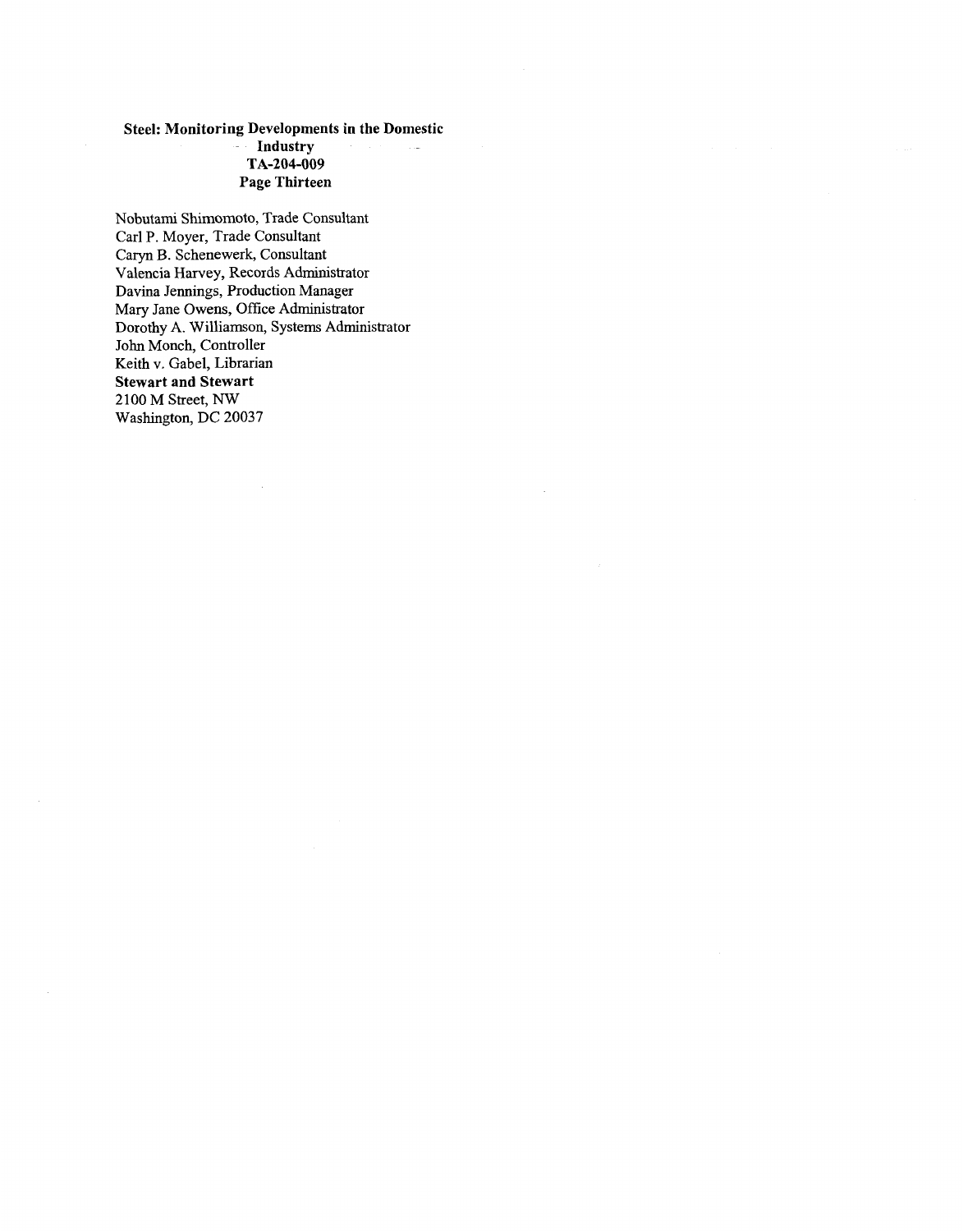Nobutami Shimomoto, Trade Consultant
Carl P. Moyer, Trade Consultant
Caryn B. Schenewerk, Consultant
Valencia Harvey, Records Administrator
Davina Jennings, Production Manager
Mary Jane Owens, Office Administrator
Dorothy A. Williamson, Systems Administrator
John Monch, Controller
Keith v. Gabel, Librarian
**Stewart and Stewart**
2100 M Street, NW
Washington, DC 20037